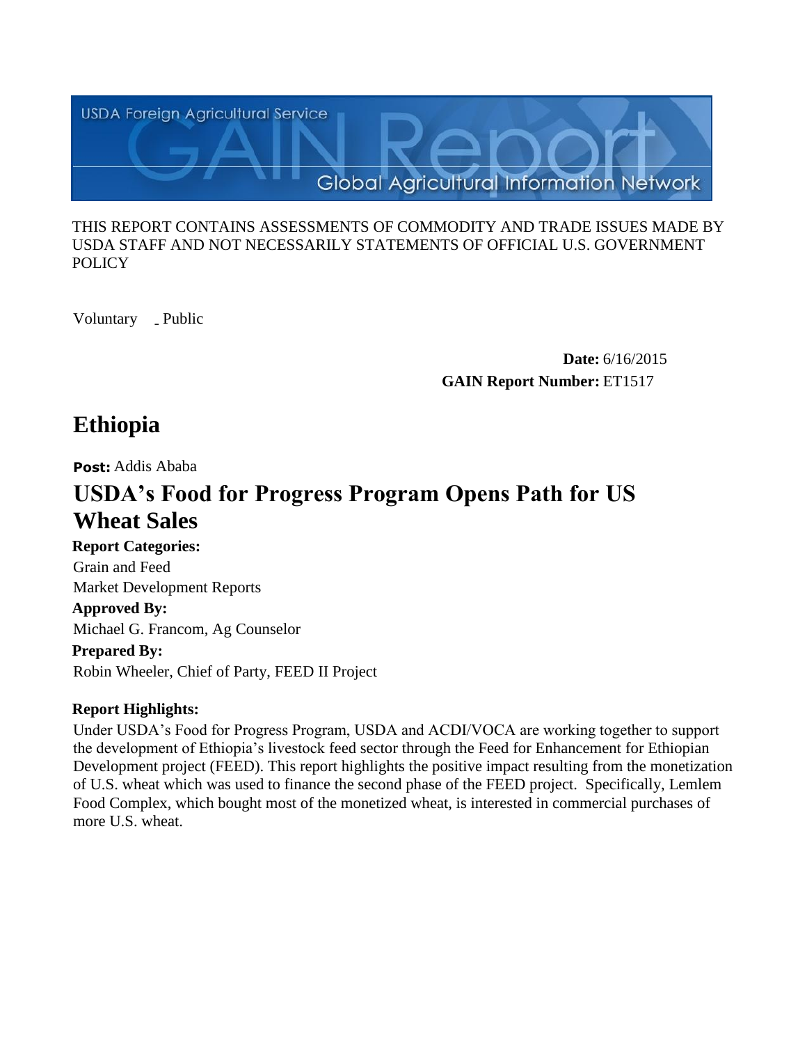USDA Foreign Agricultural Service

GAIN Report

Global Agricultural Information Network

THIS REPORT CONTAINS ASSESSMENTS OF COMMODITY AND TRADE ISSUES MADE BY USDA STAFF AND NOT NECESSARILY STATEMENTS OF OFFICIAL U.S. GOVERNMENT POLICY

Voluntary _ Public

**Date:** 6/16/2015

**GAIN Report Number:** ET1517

# Ethiopia

**Post:** Addis Ababa

# USDA's Food for Progress Program Opens Path for US Wheat Sales

**Report Categories:**

Grain and Feed

Market Development Reports

**Approved By:**

Michael G. Francom, Ag Counselor

**Prepared By:**

Robin Wheeler, Chief of Party, FEED II Project

**Report Highlights:**

Under USDA's Food for Progress Program, USDA and ACDI/VOCA are working together to support the development of Ethiopia's livestock feed sector through the Feed for Enhancement for Ethiopian Development project (FEED). This report highlights the positive impact resulting from the monetization of U.S. wheat which was used to finance the second phase of the FEED project. Specifically, Lemlem Food Complex, which bought most of the monetized wheat, is interested in commercial purchases of more U.S. wheat.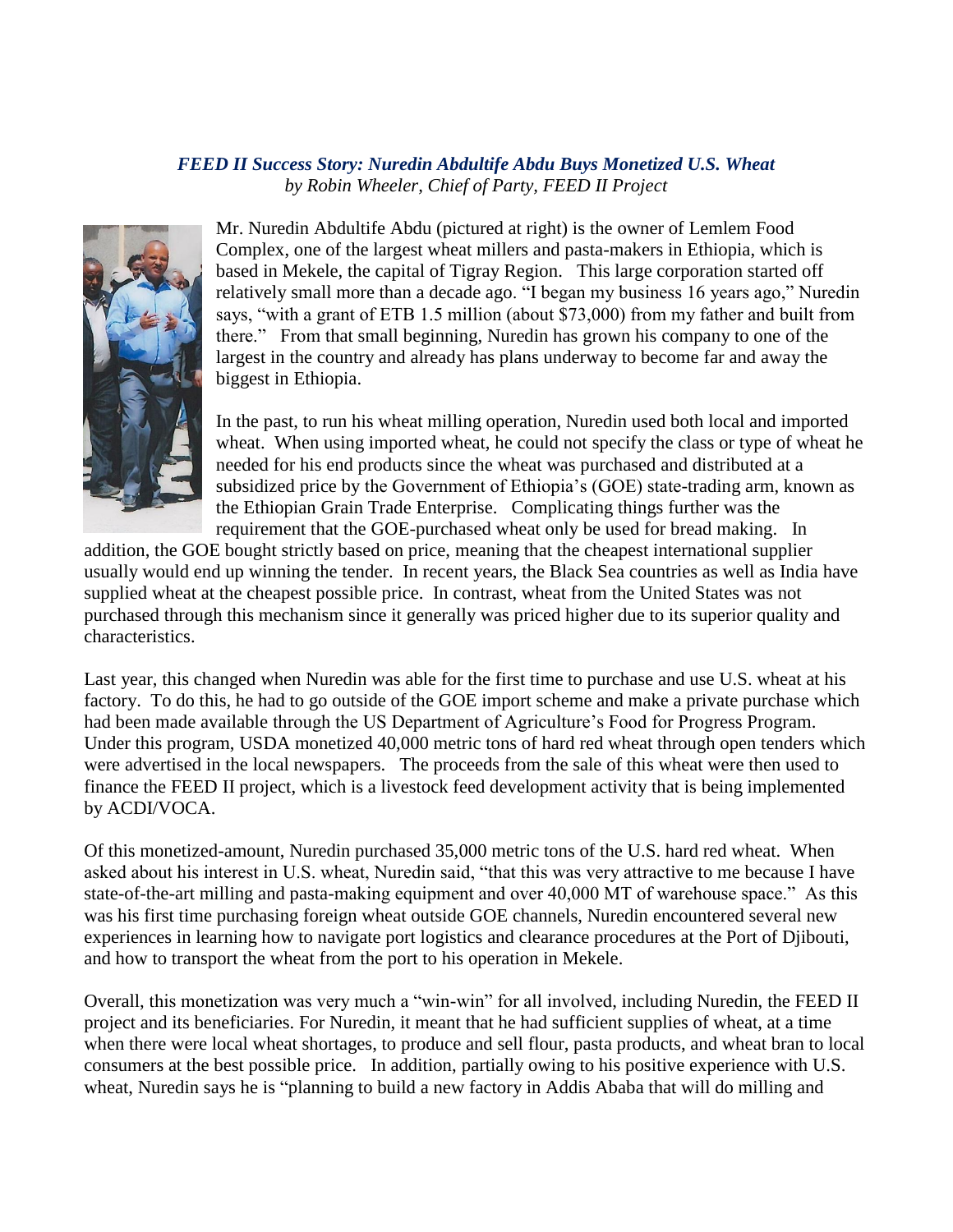***FEED II Success Story: Nuredin Abdultife Abdu Buys Monetized U.S. Wheat***

*by Robin Wheeler, Chief of Party, FEED II Project*

Mr. Nuredin Abdultife Abdu (pictured at right) is the owner of Lemlem Food Complex, one of the largest wheat millers and pasta-makers in Ethiopia, which is based in Mekele, the capital of Tigray Region. This large corporation started off relatively small more than a decade ago. "I began my business 16 years ago," Nuredin says, "with a grant of ETB 1.5 million (about $73,000) from my father and built from there." From that small beginning, Nuredin has grown his company to one of the largest in the country and already has plans underway to become far and away the biggest in Ethiopia.

In the past, to run his wheat milling operation, Nuredin used both local and imported wheat. When using imported wheat, he could not specify the class or type of wheat he needed for his end products since the wheat was purchased and distributed at a subsidized price by the Government of Ethiopia's (GOE) state-trading arm, known as the Ethiopian Grain Trade Enterprise. Complicating things further was the requirement that the GOE-purchased wheat only be used for bread making. In addition, the GOE bought strictly based on price, meaning that the cheapest international supplier usually would end up winning the tender. In recent years, the Black Sea countries as well as India have supplied wheat at the cheapest possible price. In contrast, wheat from the United States was not purchased through this mechanism since it generally was priced higher due to its superior quality and characteristics.

Last year, this changed when Nuredin was able for the first time to purchase and use U.S. wheat at his factory. To do this, he had to go outside of the GOE import scheme and make a private purchase which had been made available through the US Department of Agriculture's Food for Progress Program. Under this program, USDA monetized 40,000 metric tons of hard red wheat through open tenders which were advertised in the local newspapers. The proceeds from the sale of this wheat were then used to finance the FEED II project, which is a livestock feed development activity that is being implemented by ACDI/VOCA.

Of this monetized-amount, Nuredin purchased 35,000 metric tons of the U.S. hard red wheat. When asked about his interest in U.S. wheat, Nuredin said, "that this was very attractive to me because I have state-of-the-art milling and pasta-making equipment and over 40,000 MT of warehouse space." As this was his first time purchasing foreign wheat outside GOE channels, Nuredin encountered several new experiences in learning how to navigate port logistics and clearance procedures at the Port of Djibouti, and how to transport the wheat from the port to his operation in Mekele.

Overall, this monetization was very much a "win-win" for all involved, including Nuredin, the FEED II project and its beneficiaries. For Nuredin, it meant that he had sufficient supplies of wheat, at a time when there were local wheat shortages, to produce and sell flour, pasta products, and wheat bran to local consumers at the best possible price. In addition, partially owing to his positive experience with U.S. wheat, Nuredin says he is "planning to build a new factory in Addis Ababa that will do milling and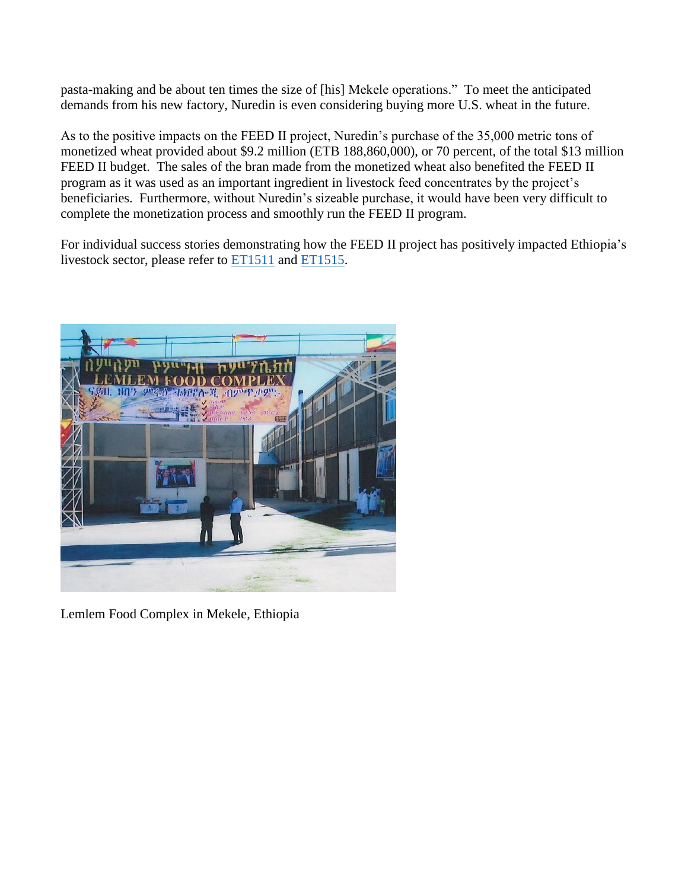pasta-making and be about ten times the size of [his] Mekele operations." To meet the anticipated demands from his new factory, Nuredin is even considering buying more U.S. wheat in the future.

As to the positive impacts on the FEED II project, Nuredin's purchase of the 35,000 metric tons of monetized wheat provided about $9.2 million (ETB 188,860,000), or 70 percent, of the total $13 million FEED II budget. The sales of the bran made from the monetized wheat also benefited the FEED II program as it was used as an important ingredient in livestock feed concentrates by the project's beneficiaries. Furthermore, without Nuredin's sizeable purchase, it would have been very difficult to complete the monetization process and smoothly run the FEED II program.

For individual success stories demonstrating how the FEED II project has positively impacted Ethiopia's livestock sector, please refer to ET1511 and ET1515.

Lemlem Food Complex in Mekele, Ethiopia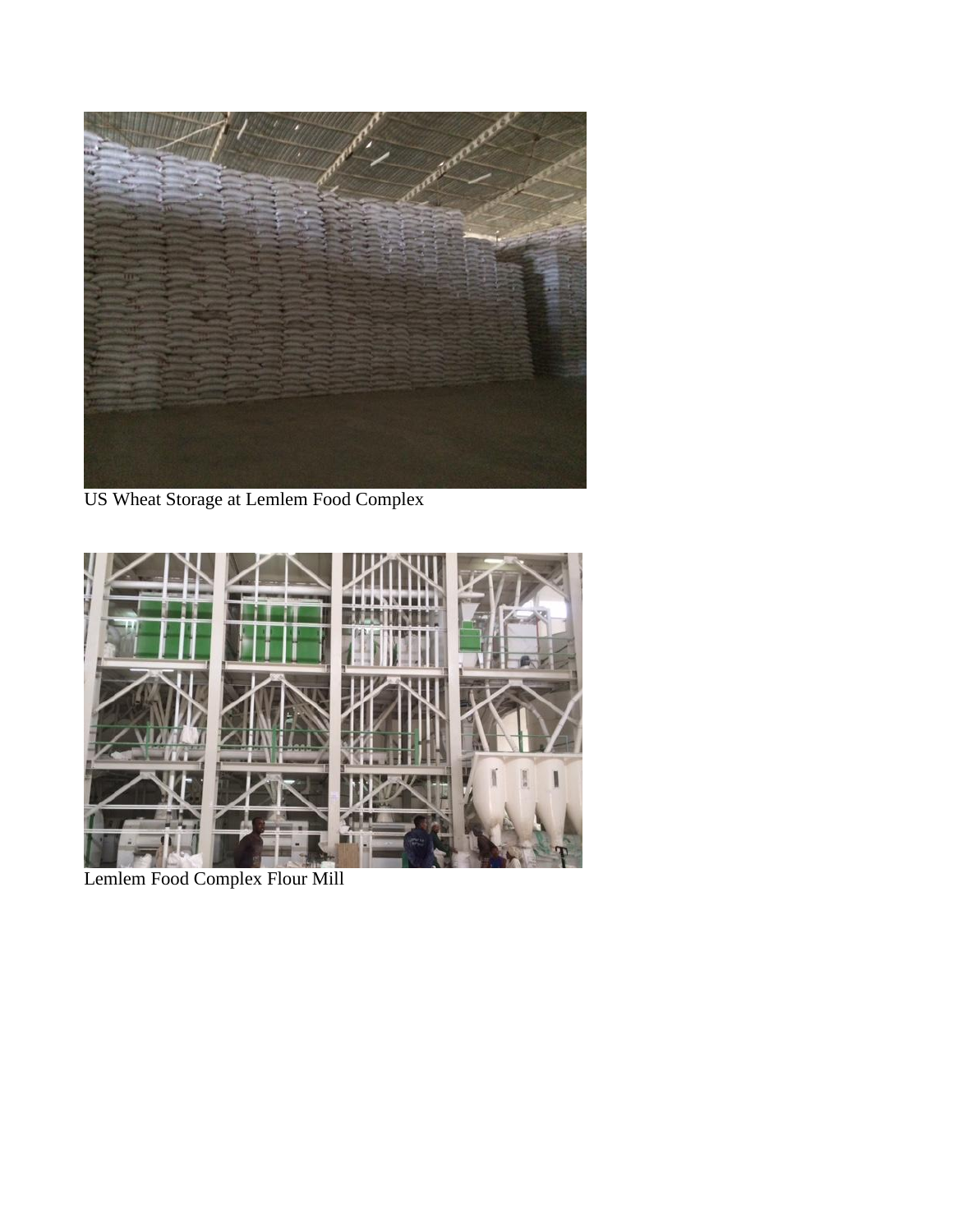US Wheat Storage at Lemlem Food Complex

Lemlem Food Complex Flour Mill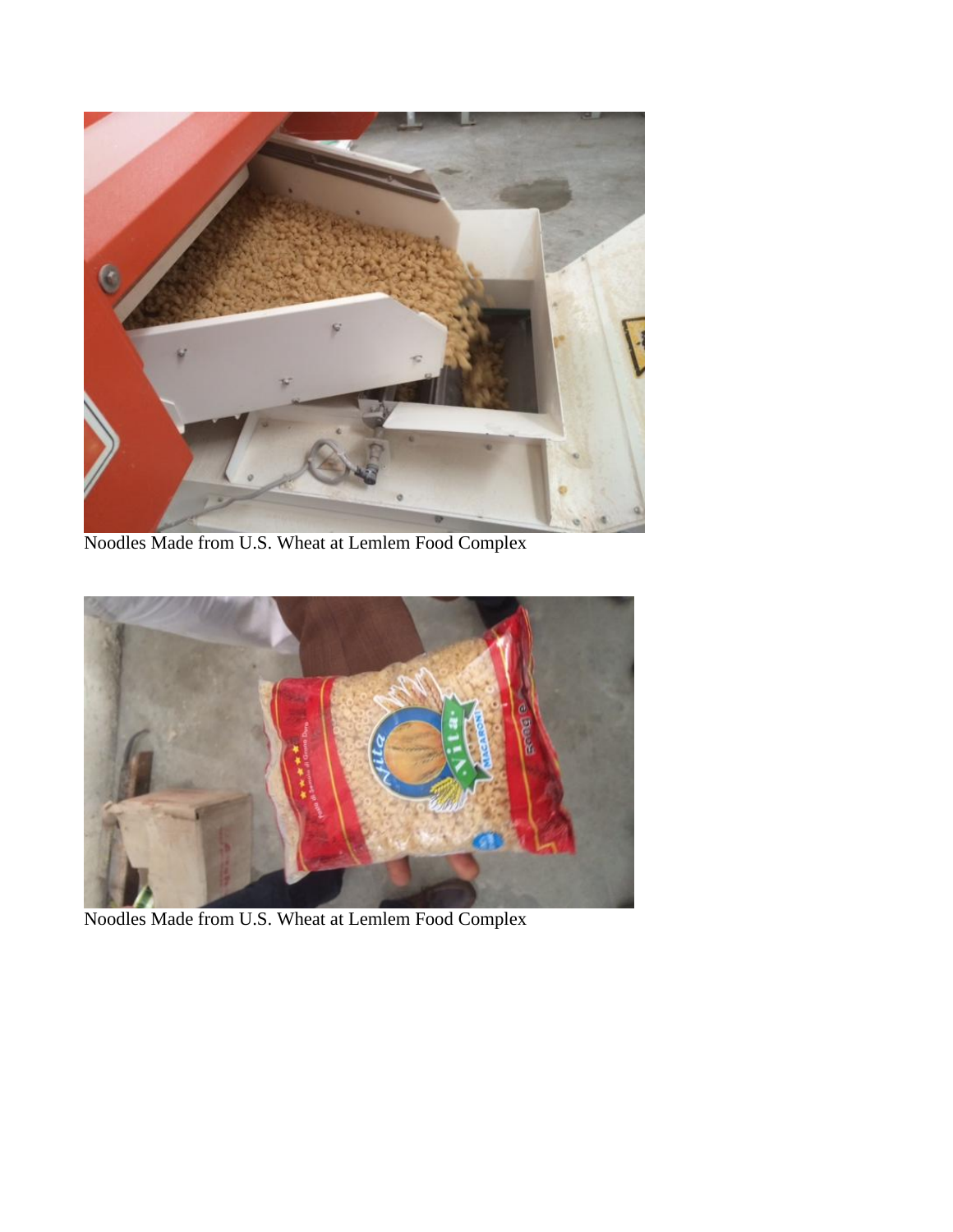Noodles Made from U.S. Wheat at Lemlem Food Complex

Noodles Made from U.S. Wheat at Lemlem Food Complex